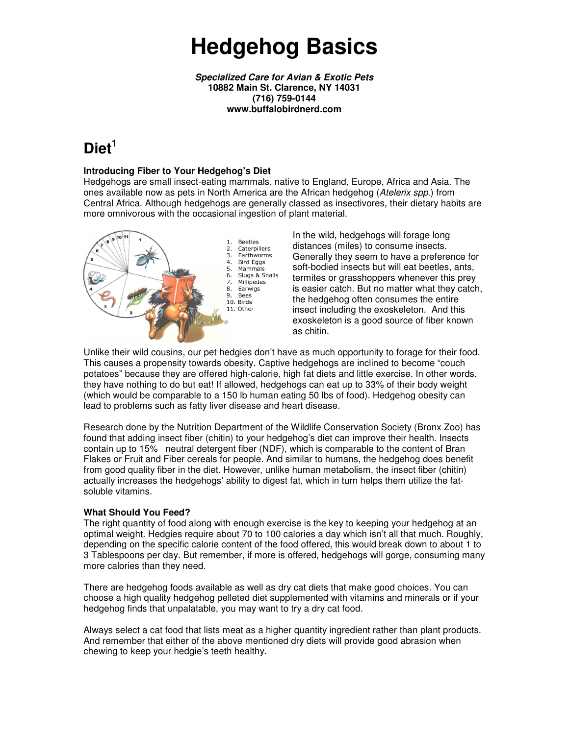# Hedgehog Basics

***Specialized Care for Avian & Exotic Pets***
**10882 Main St. Clarence, NY 14031**
**(716) 759-0144**
**www.buffalobirdnerd.com**

## Diet[1]

**Introducing Fiber to Your Hedgehog's Diet**

Hedgehogs are small insect-eating mammals, native to England, Europe, Africa and Asia. The ones available now as pets in North America are the African hedgehog (*Atelerix spp.*) from Central Africa. Although hedgehogs are generally classed as insectivores, their dietary habits are more omnivorous with the occasional ingestion of plant material.

1. Beetles
2. Caterpillers
3. Earthworms
4. Bird Eggs
5. Mammals
6. Slugs & Snails
7. Millipedes
8. Earwigs
9. Bees
10. Birds
11. Other

In the wild, hedgehogs will forage long distances (miles) to consume insects. Generally they seem to have a preference for soft-bodied insects but will eat beetles, ants, termites or grasshoppers whenever this prey is easier catch. But no matter what they catch, the hedgehog often consumes the entire insect including the exoskeleton. And this exoskeleton is a good source of fiber known as chitin.

Unlike their wild cousins, our pet hedgies don't have as much opportunity to forage for their food. This causes a propensity towards obesity. Captive hedgehogs are inclined to become "couch potatoes" because they are offered high-calorie, high fat diets and little exercise. In other words, they have nothing to do but eat! If allowed, hedgehogs can eat up to 33% of their body weight (which would be comparable to a 150 lb human eating 50 lbs of food). Hedgehog obesity can lead to problems such as fatty liver disease and heart disease.

Research done by the Nutrition Department of the Wildlife Conservation Society (Bronx Zoo) has found that adding insect fiber (chitin) to your hedgehog's diet can improve their health. Insects contain up to 15% neutral detergent fiber (NDF), which is comparable to the content of Bran Flakes or Fruit and Fiber cereals for people. And similar to humans, the hedgehog does benefit from good quality fiber in the diet. However, unlike human metabolism, the insect fiber (chitin) actually increases the hedgehogs' ability to digest fat, which in turn helps them utilize the fat-soluble vitamins.

**What Should You Feed?**

The right quantity of food along with enough exercise is the key to keeping your hedgehog at an optimal weight. Hedgies require about 70 to 100 calories a day which isn't all that much. Roughly, depending on the specific calorie content of the food offered, this would break down to about 1 to 3 Tablespoons per day. But remember, if more is offered, hedgehogs will gorge, consuming many more calories than they need.

There are hedgehog foods available as well as dry cat diets that make good choices. You can choose a high quality hedgehog pelleted diet supplemented with vitamins and minerals or if your hedgehog finds that unpalatable, you may want to try a dry cat food.

Always select a cat food that lists meat as a higher quantity ingredient rather than plant products. And remember that either of the above mentioned dry diets will provide good abrasion when chewing to keep your hedgie's teeth healthy.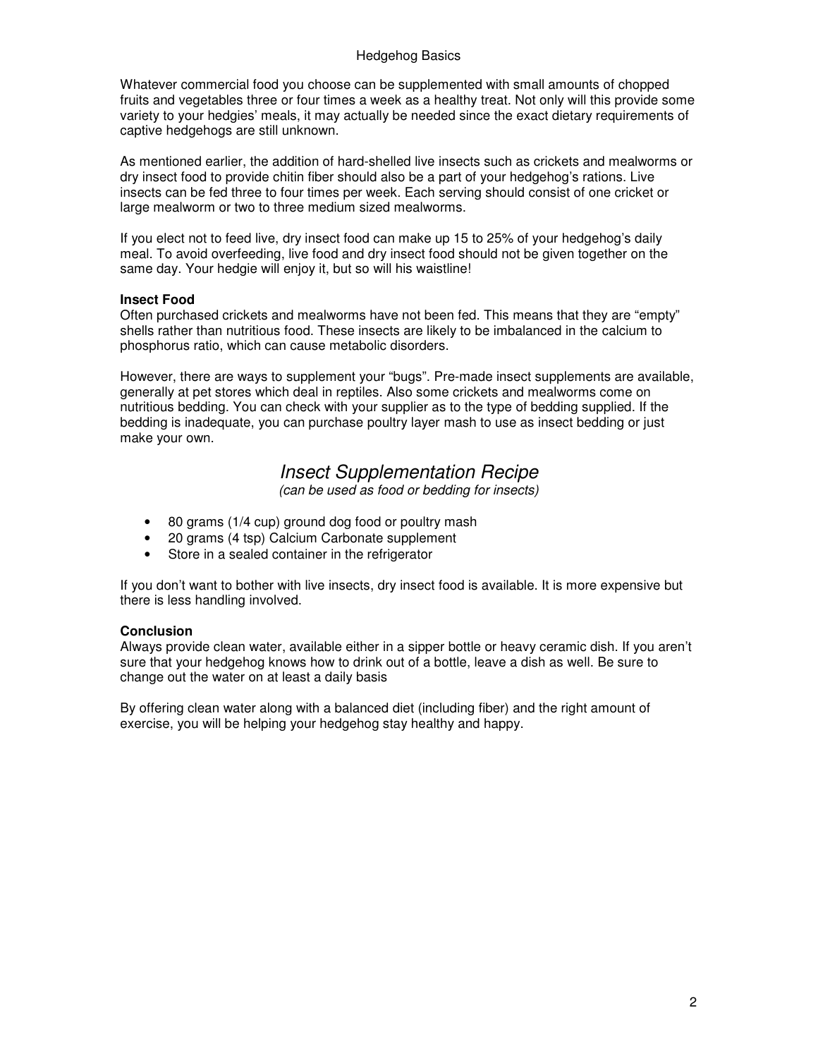Whatever commercial food you choose can be supplemented with small amounts of chopped fruits and vegetables three or four times a week as a healthy treat. Not only will this provide some variety to your hedgies' meals, it may actually be needed since the exact dietary requirements of captive hedgehogs are still unknown.

As mentioned earlier, the addition of hard-shelled live insects such as crickets and mealworms or dry insect food to provide chitin fiber should also be a part of your hedgehog's rations. Live insects can be fed three to four times per week. Each serving should consist of one cricket or large mealworm or two to three medium sized mealworms.

If you elect not to feed live, dry insect food can make up 15 to 25% of your hedgehog's daily meal. To avoid overfeeding, live food and dry insect food should not be given together on the same day. Your hedgie will enjoy it, but so will his waistline!

**Insect Food**

Often purchased crickets and mealworms have not been fed. This means that they are "empty" shells rather than nutritious food. These insects are likely to be imbalanced in the calcium to phosphorus ratio, which can cause metabolic disorders.

However, there are ways to supplement your "bugs". Pre-made insect supplements are available, generally at pet stores which deal in reptiles. Also some crickets and mealworms come on nutritious bedding. You can check with your supplier as to the type of bedding supplied. If the bedding is inadequate, you can purchase poultry layer mash to use as insect bedding or just make your own.

## *Insect Supplementation Recipe*

*(can be used as food or bedding for insects)*

- 80 grams (1/4 cup) ground dog food or poultry mash
- 20 grams (4 tsp) Calcium Carbonate supplement
- Store in a sealed container in the refrigerator

If you don't want to bother with live insects, dry insect food is available. It is more expensive but there is less handling involved.

**Conclusion**

Always provide clean water, available either in a sipper bottle or heavy ceramic dish. If you aren't sure that your hedgehog knows how to drink out of a bottle, leave a dish as well. Be sure to change out the water on at least a daily basis

By offering clean water along with a balanced diet (including fiber) and the right amount of exercise, you will be helping your hedgehog stay healthy and happy.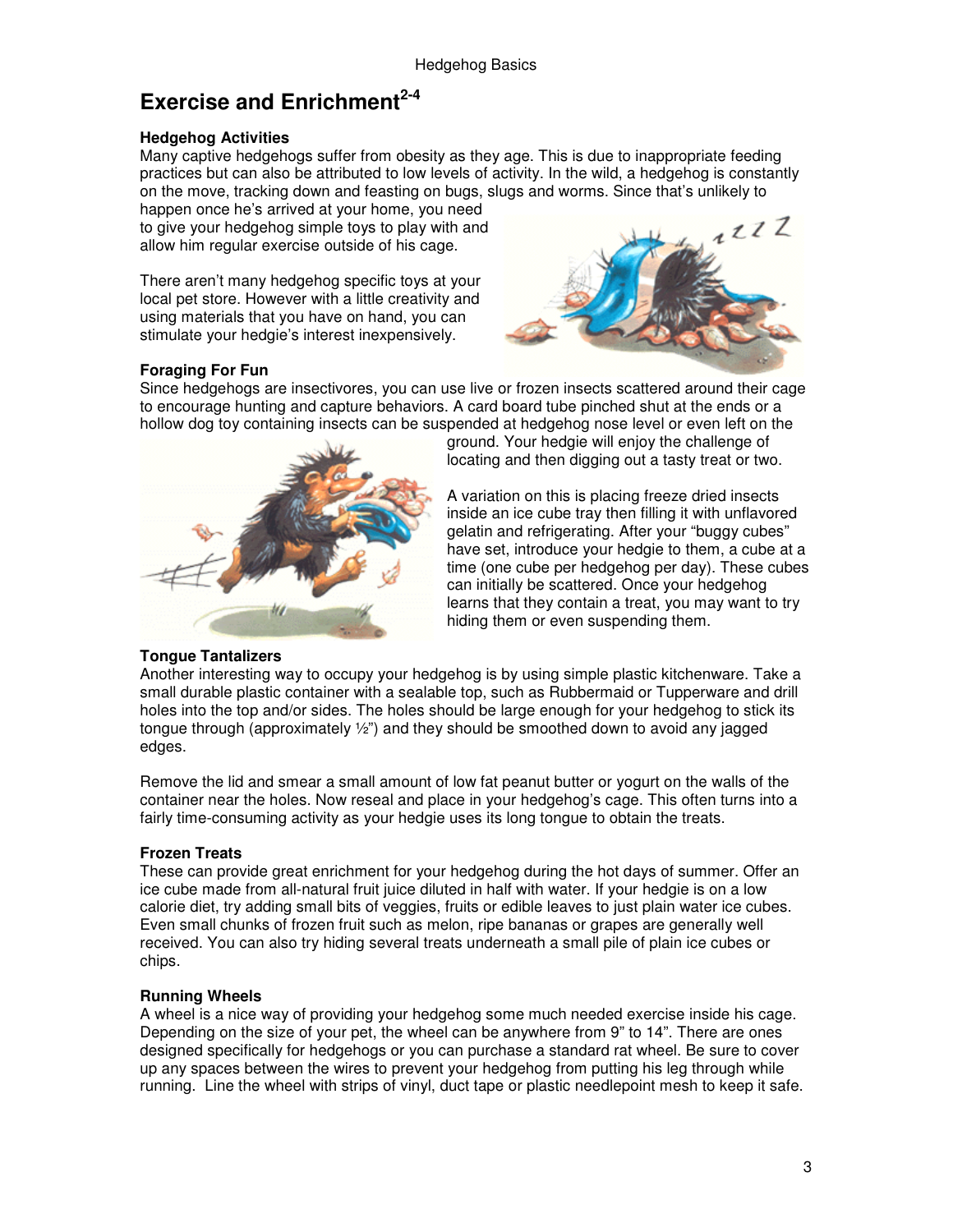# Exercise and Enrichment[2-4]

### Hedgehog Activities

Many captive hedgehogs suffer from obesity as they age. This is due to inappropriate feeding practices but can also be attributed to low levels of activity. In the wild, a hedgehog is constantly on the move, tracking down and feasting on bugs, slugs and worms. Since that's unlikely to happen once he's arrived at your home, you need to give your hedgehog simple toys to play with and allow him regular exercise outside of his cage.

There aren't many hedgehog specific toys at your local pet store. However with a little creativity and using materials that you have on hand, you can stimulate your hedgie's interest inexpensively.

### Foraging For Fun

Since hedgehogs are insectivores, you can use live or frozen insects scattered around their cage to encourage hunting and capture behaviors. A card board tube pinched shut at the ends or a hollow dog toy containing insects can be suspended at hedgehog nose level or even left on the ground. Your hedgie will enjoy the challenge of locating and then digging out a tasty treat or two.

A variation on this is placing freeze dried insects inside an ice cube tray then filling it with unflavored gelatin and refrigerating. After your "buggy cubes" have set, introduce your hedgie to them, a cube at a time (one cube per hedgehog per day). These cubes can initially be scattered. Once your hedgehog learns that they contain a treat, you may want to try hiding them or even suspending them.

### Tongue Tantalizers

Another interesting way to occupy your hedgehog is by using simple plastic kitchenware. Take a small durable plastic container with a sealable top, such as Rubbermaid or Tupperware and drill holes into the top and/or sides. The holes should be large enough for your hedgehog to stick its tongue through (approximately ½") and they should be smoothed down to avoid any jagged edges.

Remove the lid and smear a small amount of low fat peanut butter or yogurt on the walls of the container near the holes. Now reseal and place in your hedgehog's cage. This often turns into a fairly time-consuming activity as your hedgie uses its long tongue to obtain the treats.

### Frozen Treats

These can provide great enrichment for your hedgehog during the hot days of summer. Offer an ice cube made from all-natural fruit juice diluted in half with water. If your hedgie is on a low calorie diet, try adding small bits of veggies, fruits or edible leaves to just plain water ice cubes. Even small chunks of frozen fruit such as melon, ripe bananas or grapes are generally well received. You can also try hiding several treats underneath a small pile of plain ice cubes or chips.

### Running Wheels

A wheel is a nice way of providing your hedgehog some much needed exercise inside his cage. Depending on the size of your pet, the wheel can be anywhere from 9" to 14". There are ones designed specifically for hedgehogs or you can purchase a standard rat wheel. Be sure to cover up any spaces between the wires to prevent your hedgehog from putting his leg through while running. Line the wheel with strips of vinyl, duct tape or plastic needlepoint mesh to keep it safe.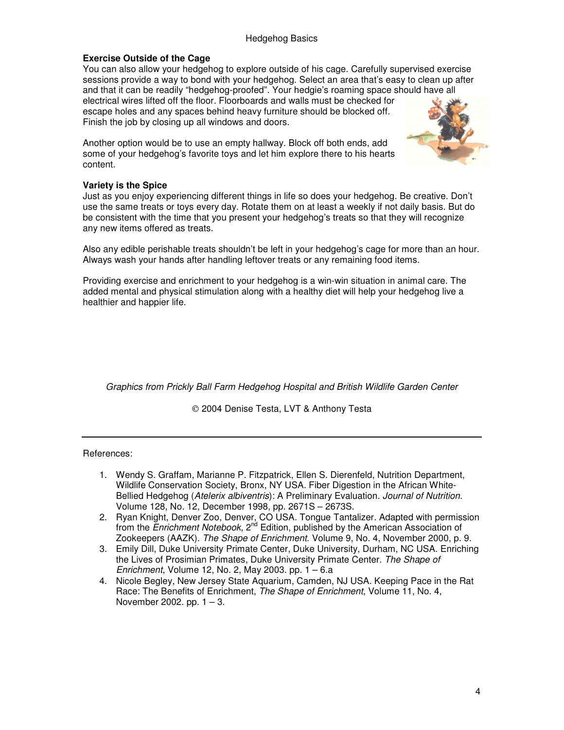### Exercise Outside of the Cage

You can also allow your hedgehog to explore outside of his cage. Carefully supervised exercise sessions provide a way to bond with your hedgehog. Select an area that's easy to clean up after and that it can be readily "hedgehog-proofed". Your hedgie's roaming space should have all electrical wires lifted off the floor. Floorboards and walls must be checked for escape holes and any spaces behind heavy furniture should be blocked off. Finish the job by closing up all windows and doors.

Another option would be to use an empty hallway. Block off both ends, add some of your hedgehog's favorite toys and let him explore there to his hearts content.

### Variety is the Spice

Just as you enjoy experiencing different things in life so does your hedgehog. Be creative. Don't use the same treats or toys every day. Rotate them on at least a weekly if not daily basis. But do be consistent with the time that you present your hedgehog's treats so that they will recognize any new items offered as treats.

Also any edible perishable treats shouldn't be left in your hedgehog's cage for more than an hour. Always wash your hands after handling leftover treats or any remaining food items.

Providing exercise and enrichment to your hedgehog is a win-win situation in animal care. The added mental and physical stimulation along with a healthy diet will help your hedgehog live a healthier and happier life.

*Graphics from Prickly Ball Farm Hedgehog Hospital and British Wildlife Garden Center*

© 2004 Denise Testa, LVT & Anthony Testa

---

References:

1. Wendy S. Graffam, Marianne P. Fitzpatrick, Ellen S. Dierenfeld, Nutrition Department, Wildlife Conservation Society, Bronx, NY USA. Fiber Digestion in the African White-Bellied Hedgehog (*Atelerix albiventris*): A Preliminary Evaluation. *Journal of Nutrition*. Volume 128, No. 12, December 1998, pp. 2671S – 2673S.
2. Ryan Knight, Denver Zoo, Denver, CO USA. Tongue Tantalizer. Adapted with permission from the *Enrichment Notebook*, 2nd Edition, published by the American Association of Zookeepers (AAZK). *The Shape of Enrichment*. Volume 9, No. 4, November 2000, p. 9.
3. Emily Dill, Duke University Primate Center, Duke University, Durham, NC USA. Enriching the Lives of Prosimian Primates, Duke University Primate Center. *The Shape of Enrichment*, Volume 12, No. 2, May 2003. pp. 1 – 6.a
4. Nicole Begley, New Jersey State Aquarium, Camden, NJ USA. Keeping Pace in the Rat Race: The Benefits of Enrichment, *The Shape of Enrichment*, Volume 11, No. 4, November 2002. pp. 1 – 3.